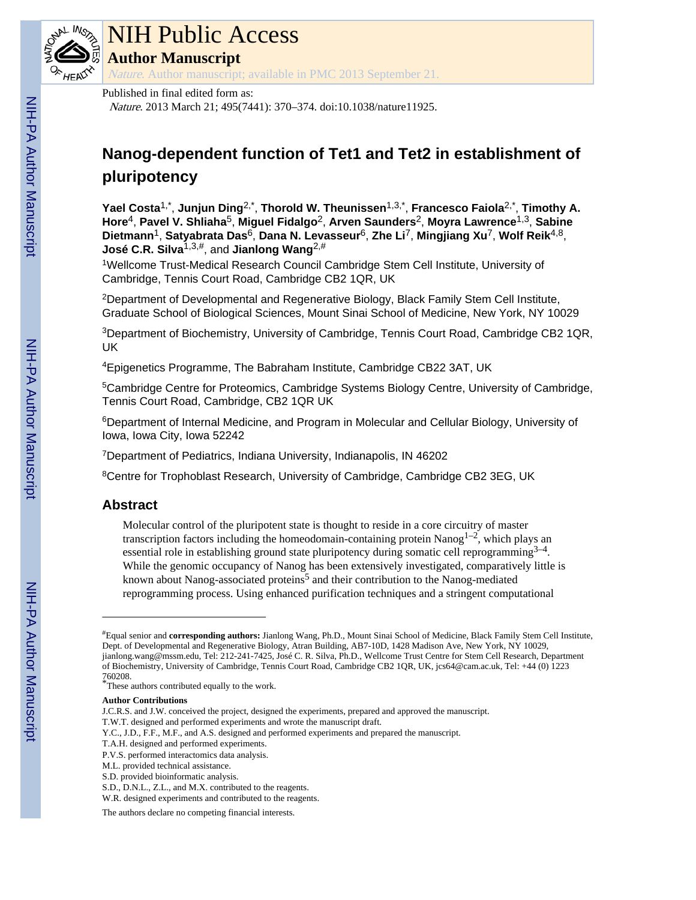# NIH Public Access

## Author Manuscript

*Nature*. Author manuscript; available in PMC 2013 September 21.

Published in final edited form as:

*Nature*. 2013 March 21; 495(7441): 370–374. doi:10.1038/nature11925.

# Nanog-dependent function of Tet1 and Tet2 in establishment of pluripotency

**Yael Costa**[1,*], **Junjun Ding**[2,*], **Thorold W. Theunissen**[1,3,*], **Francesco Faiola**[2,*], **Timothy A. Hore**[4], **Pavel V. Shliaha**[5], **Miguel Fidalgo**[2], **Arven Saunders**[2], **Moyra Lawrence**[1,3], **Sabine Dietmann**[1], **Satyabrata Das**[6], **Dana N. Levasseur**[6], **Zhe Li**[7], **Mingjiang Xu**[7], **Wolf Reik**[4,8], **José C.R. Silva**[1,3,#], and **Jianlong Wang**[2,#]

[1]Wellcome Trust-Medical Research Council Cambridge Stem Cell Institute, University of Cambridge, Tennis Court Road, Cambridge CB2 1QR, UK

[2]Department of Developmental and Regenerative Biology, Black Family Stem Cell Institute, Graduate School of Biological Sciences, Mount Sinai School of Medicine, New York, NY 10029

[3]Department of Biochemistry, University of Cambridge, Tennis Court Road, Cambridge CB2 1QR, UK

[4]Epigenetics Programme, The Babraham Institute, Cambridge CB22 3AT, UK

[5]Cambridge Centre for Proteomics, Cambridge Systems Biology Centre, University of Cambridge, Tennis Court Road, Cambridge, CB2 1QR UK

[6]Department of Internal Medicine, and Program in Molecular and Cellular Biology, University of Iowa, Iowa City, Iowa 52242

[7]Department of Pediatrics, Indiana University, Indianapolis, IN 46202

[8]Centre for Trophoblast Research, University of Cambridge, Cambridge CB2 3EG, UK

## Abstract

Molecular control of the pluripotent state is thought to reside in a core circuitry of master transcription factors including the homeodomain-containing protein Nanog[1–2], which plays an essential role in establishing ground state pluripotency during somatic cell reprogramming[3–4]. While the genomic occupancy of Nanog has been extensively investigated, comparatively little is known about Nanog-associated proteins[5] and their contribution to the Nanog-mediated reprogramming process. Using enhanced purification techniques and a stringent computational

---

#Equal senior and **corresponding authors:** Jianlong Wang, Ph.D., Mount Sinai School of Medicine, Black Family Stem Cell Institute, Dept. of Developmental and Regenerative Biology, Atran Building, AB7-10D, 1428 Madison Ave, New York, NY 10029, jianlong.wang@mssm.edu, Tel: 212-241-7425, José C. R. Silva, Ph.D., Wellcome Trust Centre for Stem Cell Research, Department of Biochemistry, University of Cambridge, Tennis Court Road, Cambridge CB2 1QR, UK, jcs64@cam.ac.uk, Tel: +44 (0) 1223 760208.

*These authors contributed equally to the work.

**Author Contributions**

J.C.R.S. and J.W. conceived the project, designed the experiments, prepared and approved the manuscript.

T.W.T. designed and performed experiments and wrote the manuscript draft.

Y.C., J.D., F.F., M.F., and A.S. designed and performed experiments and prepared the manuscript.

T.A.H. designed and performed experiments.

P.V.S. performed interactomics data analysis.

M.L. provided technical assistance.

S.D. provided bioinformatic analysis.

S.D., D.N.L., Z.L., and M.X. contributed to the reagents.

W.R. designed experiments and contributed to the reagents.

The authors declare no competing financial interests.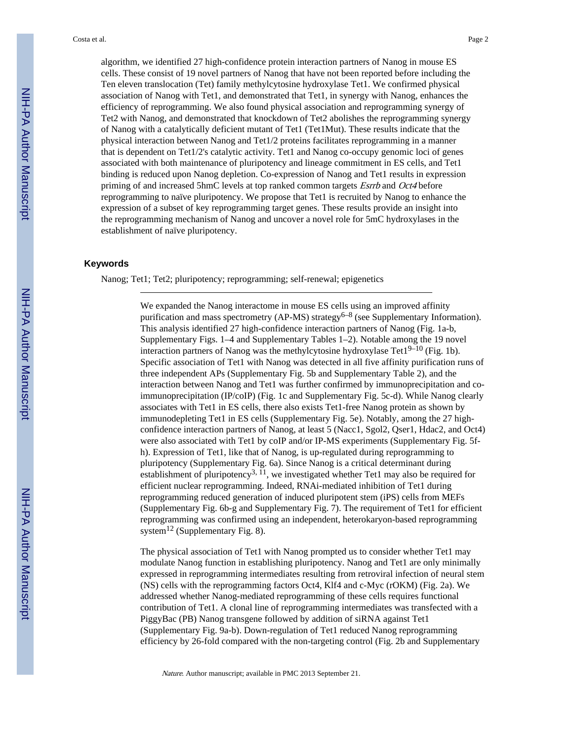algorithm, we identified 27 high-confidence protein interaction partners of Nanog in mouse ES cells. These consist of 19 novel partners of Nanog that have not been reported before including the Ten eleven translocation (Tet) family methylcytosine hydroxylase Tet1. We confirmed physical association of Nanog with Tet1, and demonstrated that Tet1, in synergy with Nanog, enhances the efficiency of reprogramming. We also found physical association and reprogramming synergy of Tet2 with Nanog, and demonstrated that knockdown of Tet2 abolishes the reprogramming synergy of Nanog with a catalytically deficient mutant of Tet1 (Tet1Mut). These results indicate that the physical interaction between Nanog and Tet1/2 proteins facilitates reprogramming in a manner that is dependent on Tet1/2's catalytic activity. Tet1 and Nanog co-occupy genomic loci of genes associated with both maintenance of pluripotency and lineage commitment in ES cells, and Tet1 binding is reduced upon Nanog depletion. Co-expression of Nanog and Tet1 results in expression priming of and increased 5hmC levels at top ranked common targets *Esrrb* and *Oct4* before reprogramming to naïve pluripotency. We propose that Tet1 is recruited by Nanog to enhance the expression of a subset of key reprogramming target genes. These results provide an insight into the reprogramming mechanism of Nanog and uncover a novel role for 5mC hydroxylases in the establishment of naïve pluripotency.

### Keywords

Nanog; Tet1; Tet2; pluripotency; reprogramming; self-renewal; epigenetics

---

We expanded the Nanog interactome in mouse ES cells using an improved affinity purification and mass spectrometry (AP-MS) strategy[6–8] (see Supplementary Information). This analysis identified 27 high-confidence interaction partners of Nanog (Fig. 1a-b, Supplementary Figs. 1–4 and Supplementary Tables 1–2). Notable among the 19 novel interaction partners of Nanog was the methylcytosine hydroxylase Tet1[9–10] (Fig. 1b). Specific association of Tet1 with Nanog was detected in all five affinity purification runs of three independent APs (Supplementary Fig. 5b and Supplementary Table 2), and the interaction between Nanog and Tet1 was further confirmed by immunoprecipitation and co-immunoprecipitation (IP/coIP) (Fig. 1c and Supplementary Fig. 5c-d). While Nanog clearly associates with Tet1 in ES cells, there also exists Tet1-free Nanog protein as shown by immunodepleting Tet1 in ES cells (Supplementary Fig. 5e). Notably, among the 27 high-confidence interaction partners of Nanog, at least 5 (Nacc1, Sgol2, Qser1, Hdac2, and Oct4) were also associated with Tet1 by coIP and/or IP-MS experiments (Supplementary Fig. 5f-h). Expression of Tet1, like that of Nanog, is up-regulated during reprogramming to pluripotency (Supplementary Fig. 6a). Since Nanog is a critical determinant during establishment of pluripotency[3, 11], we investigated whether Tet1 may also be required for efficient nuclear reprogramming. Indeed, RNAi-mediated inhibition of Tet1 during reprogramming reduced generation of induced pluripotent stem (iPS) cells from MEFs (Supplementary Fig. 6b-g and Supplementary Fig. 7). The requirement of Tet1 for efficient reprogramming was confirmed using an independent, heterokaryon-based reprogramming system[12] (Supplementary Fig. 8).

The physical association of Tet1 with Nanog prompted us to consider whether Tet1 may modulate Nanog function in establishing pluripotency. Nanog and Tet1 are only minimally expressed in reprogramming intermediates resulting from retroviral infection of neural stem (NS) cells with the reprogramming factors Oct4, Klf4 and c-Myc (rOKM) (Fig. 2a). We addressed whether Nanog-mediated reprogramming of these cells requires functional contribution of Tet1. A clonal line of reprogramming intermediates was transfected with a PiggyBac (PB) Nanog transgene followed by addition of siRNA against Tet1 (Supplementary Fig. 9a-b). Down-regulation of Tet1 reduced Nanog reprogramming efficiency by 26-fold compared with the non-targeting control (Fig. 2b and Supplementary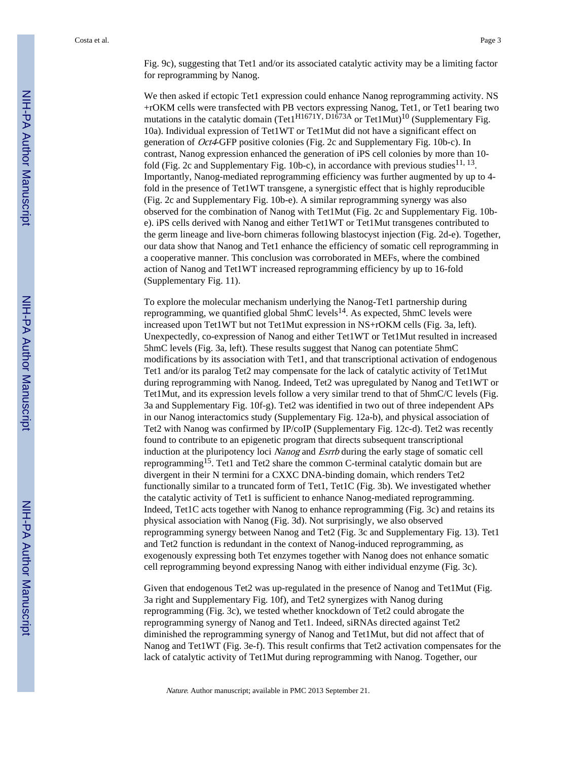Fig. 9c), suggesting that Tet1 and/or its associated catalytic activity may be a limiting factor for reprogramming by Nanog.

We then asked if ectopic Tet1 expression could enhance Nanog reprogramming activity. NS +rOKM cells were transfected with PB vectors expressing Nanog, Tet1, or Tet1 bearing two mutations in the catalytic domain (Tet1$^{H1671Y, D1673A}$ or Tet1Mut)[10] (Supplementary Fig. 10a). Individual expression of Tet1WT or Tet1Mut did not have a significant effect on generation of *Oct4*-GFP positive colonies (Fig. 2c and Supplementary Fig. 10b-c). In contrast, Nanog expression enhanced the generation of iPS cell colonies by more than 10-fold (Fig. 2c and Supplementary Fig. 10b-c), in accordance with previous studies[11, 13]. Importantly, Nanog-mediated reprogramming efficiency was further augmented by up to 4-fold in the presence of Tet1WT transgene, a synergistic effect that is highly reproducible (Fig. 2c and Supplementary Fig. 10b-e). A similar reprogramming synergy was also observed for the combination of Nanog with Tet1Mut (Fig. 2c and Supplementary Fig. 10b-e). iPS cells derived with Nanog and either Tet1WT or Tet1Mut transgenes contributed to the germ lineage and live-born chimeras following blastocyst injection (Fig. 2d-e). Together, our data show that Nanog and Tet1 enhance the efficiency of somatic cell reprogramming in a cooperative manner. This conclusion was corroborated in MEFs, where the combined action of Nanog and Tet1WT increased reprogramming efficiency by up to 16-fold (Supplementary Fig. 11).

To explore the molecular mechanism underlying the Nanog-Tet1 partnership during reprogramming, we quantified global 5hmC levels[14]. As expected, 5hmC levels were increased upon Tet1WT but not Tet1Mut expression in NS+rOKM cells (Fig. 3a, left). Unexpectedly, co-expression of Nanog and either Tet1WT or Tet1Mut resulted in increased 5hmC levels (Fig. 3a, left). These results suggest that Nanog can potentiate 5hmC modifications by its association with Tet1, and that transcriptional activation of endogenous Tet1 and/or its paralog Tet2 may compensate for the lack of catalytic activity of Tet1Mut during reprogramming with Nanog. Indeed, Tet2 was upregulated by Nanog and Tet1WT or Tet1Mut, and its expression levels follow a very similar trend to that of 5hmC/C levels (Fig. 3a and Supplementary Fig. 10f-g). Tet2 was identified in two out of three independent APs in our Nanog interactomics study (Supplementary Fig. 12a-b), and physical association of Tet2 with Nanog was confirmed by IP/coIP (Supplementary Fig. 12c-d). Tet2 was recently found to contribute to an epigenetic program that directs subsequent transcriptional induction at the pluripotency loci *Nanog* and *Esrrb* during the early stage of somatic cell reprogramming[15]. Tet1 and Tet2 share the common C-terminal catalytic domain but are divergent in their N termini for a CXXC DNA-binding domain, which renders Tet2 functionally similar to a truncated form of Tet1, Tet1C (Fig. 3b). We investigated whether the catalytic activity of Tet1 is sufficient to enhance Nanog-mediated reprogramming. Indeed, Tet1C acts together with Nanog to enhance reprogramming (Fig. 3c) and retains its physical association with Nanog (Fig. 3d). Not surprisingly, we also observed reprogramming synergy between Nanog and Tet2 (Fig. 3c and Supplementary Fig. 13). Tet1 and Tet2 function is redundant in the context of Nanog-induced reprogramming, as exogenously expressing both Tet enzymes together with Nanog does not enhance somatic cell reprogramming beyond expressing Nanog with either individual enzyme (Fig. 3c).

Given that endogenous Tet2 was up-regulated in the presence of Nanog and Tet1Mut (Fig. 3a right and Supplementary Fig. 10f), and Tet2 synergizes with Nanog during reprogramming (Fig. 3c), we tested whether knockdown of Tet2 could abrogate the reprogramming synergy of Nanog and Tet1. Indeed, siRNAs directed against Tet2 diminished the reprogramming synergy of Nanog and Tet1Mut, but did not affect that of Nanog and Tet1WT (Fig. 3e-f). This result confirms that Tet2 activation compensates for the lack of catalytic activity of Tet1Mut during reprogramming with Nanog. Together, our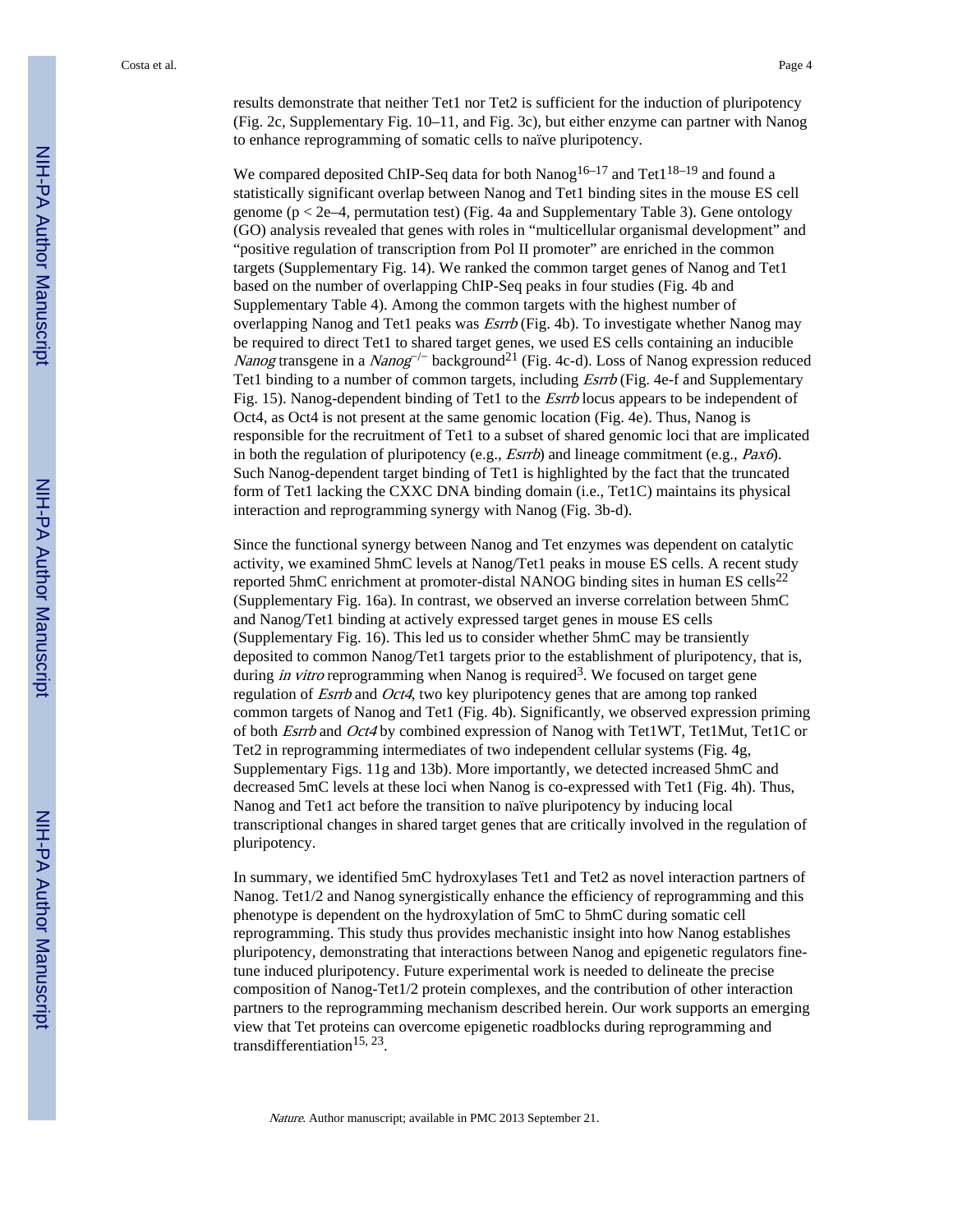results demonstrate that neither Tet1 nor Tet2 is sufficient for the induction of pluripotency (Fig. 2c, Supplementary Fig. 10–11, and Fig. 3c), but either enzyme can partner with Nanog to enhance reprogramming of somatic cells to naïve pluripotency.

We compared deposited ChIP-Seq data for both Nanog[16–17] and Tet1[18–19] and found a statistically significant overlap between Nanog and Tet1 binding sites in the mouse ES cell genome ($p < 2e{-}4$, permutation test) (Fig. 4a and Supplementary Table 3). Gene ontology (GO) analysis revealed that genes with roles in "multicellular organismal development" and "positive regulation of transcription from Pol II promoter" are enriched in the common targets (Supplementary Fig. 14). We ranked the common target genes of Nanog and Tet1 based on the number of overlapping ChIP-Seq peaks in four studies (Fig. 4b and Supplementary Table 4). Among the common targets with the highest number of overlapping Nanog and Tet1 peaks was *Esrrb* (Fig. 4b). To investigate whether Nanog may be required to direct Tet1 to shared target genes, we used ES cells containing an inducible *Nanog* transgene in a *Nanog*$^{-/-}$ background[21] (Fig. 4c-d). Loss of Nanog expression reduced Tet1 binding to a number of common targets, including *Esrrb* (Fig. 4e-f and Supplementary Fig. 15). Nanog-dependent binding of Tet1 to the *Esrrb* locus appears to be independent of Oct4, as Oct4 is not present at the same genomic location (Fig. 4e). Thus, Nanog is responsible for the recruitment of Tet1 to a subset of shared genomic loci that are implicated in both the regulation of pluripotency (e.g., *Esrrb*) and lineage commitment (e.g., *Pax6*). Such Nanog-dependent target binding of Tet1 is highlighted by the fact that the truncated form of Tet1 lacking the CXXC DNA binding domain (i.e., Tet1C) maintains its physical interaction and reprogramming synergy with Nanog (Fig. 3b-d).

Since the functional synergy between Nanog and Tet enzymes was dependent on catalytic activity, we examined 5hmC levels at Nanog/Tet1 peaks in mouse ES cells. A recent study reported 5hmC enrichment at promoter-distal NANOG binding sites in human ES cells[22] (Supplementary Fig. 16a). In contrast, we observed an inverse correlation between 5hmC and Nanog/Tet1 binding at actively expressed target genes in mouse ES cells (Supplementary Fig. 16). This led us to consider whether 5hmC may be transiently deposited to common Nanog/Tet1 targets prior to the establishment of pluripotency, that is, during *in vitro* reprogramming when Nanog is required[3]. We focused on target gene regulation of *Esrrb* and *Oct4*, two key pluripotency genes that are among top ranked common targets of Nanog and Tet1 (Fig. 4b). Significantly, we observed expression priming of both *Esrrb* and *Oct4* by combined expression of Nanog with Tet1WT, Tet1Mut, Tet1C or Tet2 in reprogramming intermediates of two independent cellular systems (Fig. 4g, Supplementary Figs. 11g and 13b). More importantly, we detected increased 5hmC and decreased 5mC levels at these loci when Nanog is co-expressed with Tet1 (Fig. 4h). Thus, Nanog and Tet1 act before the transition to naïve pluripotency by inducing local transcriptional changes in shared target genes that are critically involved in the regulation of pluripotency.

In summary, we identified 5mC hydroxylases Tet1 and Tet2 as novel interaction partners of Nanog. Tet1/2 and Nanog synergistically enhance the efficiency of reprogramming and this phenotype is dependent on the hydroxylation of 5mC to 5hmC during somatic cell reprogramming. This study thus provides mechanistic insight into how Nanog establishes pluripotency, demonstrating that interactions between Nanog and epigenetic regulators fine-tune induced pluripotency. Future experimental work is needed to delineate the precise composition of Nanog-Tet1/2 protein complexes, and the contribution of other interaction partners to the reprogramming mechanism described herein. Our work supports an emerging view that Tet proteins can overcome epigenetic roadblocks during reprogramming and transdifferentiation[15, 23].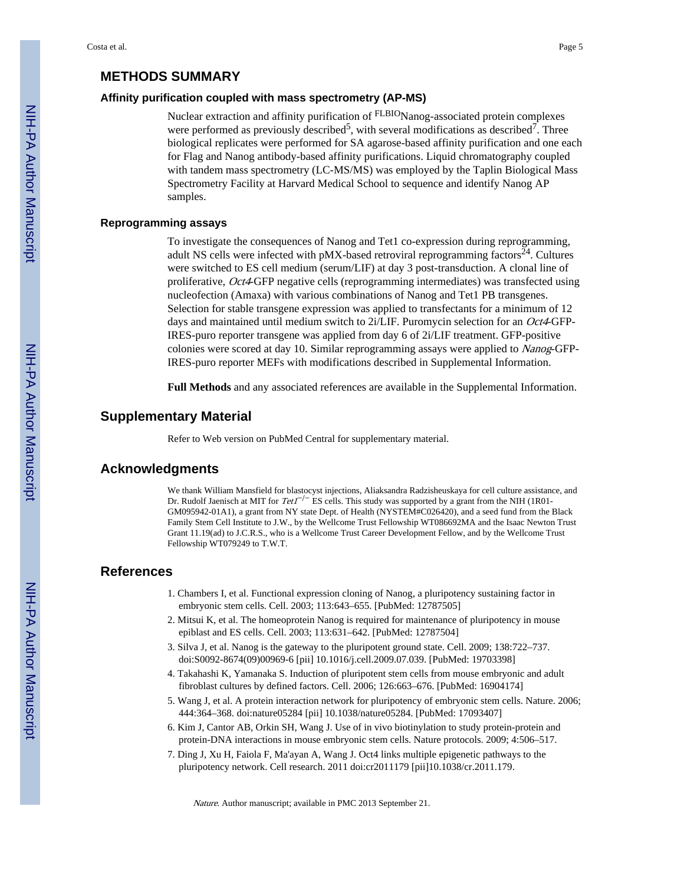## METHODS SUMMARY

### Affinity purification coupled with mass spectrometry (AP-MS)

Nuclear extraction and affinity purification of $^{FLBIO}$Nanog-associated protein complexes were performed as previously described[5], with several modifications as described[7]. Three biological replicates were performed for SA agarose-based affinity purification and one each for Flag and Nanog antibody-based affinity purifications. Liquid chromatography coupled with tandem mass spectrometry (LC-MS/MS) was employed by the Taplin Biological Mass Spectrometry Facility at Harvard Medical School to sequence and identify Nanog AP samples.

### Reprogramming assays

To investigate the consequences of Nanog and Tet1 co-expression during reprogramming, adult NS cells were infected with pMX-based retroviral reprogramming factors[24]. Cultures were switched to ES cell medium (serum/LIF) at day 3 post-transduction. A clonal line of proliferative, *Oct4*-GFP negative cells (reprogramming intermediates) was transfected using nucleofection (Amaxa) with various combinations of Nanog and Tet1 PB transgenes. Selection for stable transgene expression was applied to transfectants for a minimum of 12 days and maintained until medium switch to 2i/LIF. Puromycin selection for an *Oct4*-GFP-IRES-puro reporter transgene was applied from day 6 of 2i/LIF treatment. GFP-positive colonies were scored at day 10. Similar reprogramming assays were applied to *Nanog*-GFP-IRES-puro reporter MEFs with modifications described in Supplemental Information.

**Full Methods** and any associated references are available in the Supplemental Information.

## Supplementary Material

Refer to Web version on PubMed Central for supplementary material.

## Acknowledgments

We thank William Mansfield for blastocyst injections, Aliaksandra Radzisheuskaya for cell culture assistance, and Dr. Rudolf Jaenisch at MIT for *Tet1*$^{-/-}$ ES cells. This study was supported by a grant from the NIH (1R01-GM095942-01A1), a grant from NY state Dept. of Health (NYSTEM#C026420), and a seed fund from the Black Family Stem Cell Institute to J.W., by the Wellcome Trust Fellowship WT086692MA and the Isaac Newton Trust Grant 11.19(ad) to J.C.R.S., who is a Wellcome Trust Career Development Fellow, and by the Wellcome Trust Fellowship WT079249 to T.W.T.

## References

1. Chambers I, et al. Functional expression cloning of Nanog, a pluripotency sustaining factor in embryonic stem cells. Cell. 2003; 113:643–655. [PubMed: 12787505]
2. Mitsui K, et al. The homeoprotein Nanog is required for maintenance of pluripotency in mouse epiblast and ES cells. Cell. 2003; 113:631–642. [PubMed: 12787504]
3. Silva J, et al. Nanog is the gateway to the pluripotent ground state. Cell. 2009; 138:722–737. doi:S0092-8674(09)00969-6 [pii] 10.1016/j.cell.2009.07.039. [PubMed: 19703398]
4. Takahashi K, Yamanaka S. Induction of pluripotent stem cells from mouse embryonic and adult fibroblast cultures by defined factors. Cell. 2006; 126:663–676. [PubMed: 16904174]
5. Wang J, et al. A protein interaction network for pluripotency of embryonic stem cells. Nature. 2006; 444:364–368. doi:nature05284 [pii] 10.1038/nature05284. [PubMed: 17093407]
6. Kim J, Cantor AB, Orkin SH, Wang J. Use of in vivo biotinylation to study protein-protein and protein-DNA interactions in mouse embryonic stem cells. Nature protocols. 2009; 4:506–517.
7. Ding J, Xu H, Faiola F, Ma'ayan A, Wang J. Oct4 links multiple epigenetic pathways to the pluripotency network. Cell research. 2011 doi:cr2011179 [pii]10.1038/cr.2011.179.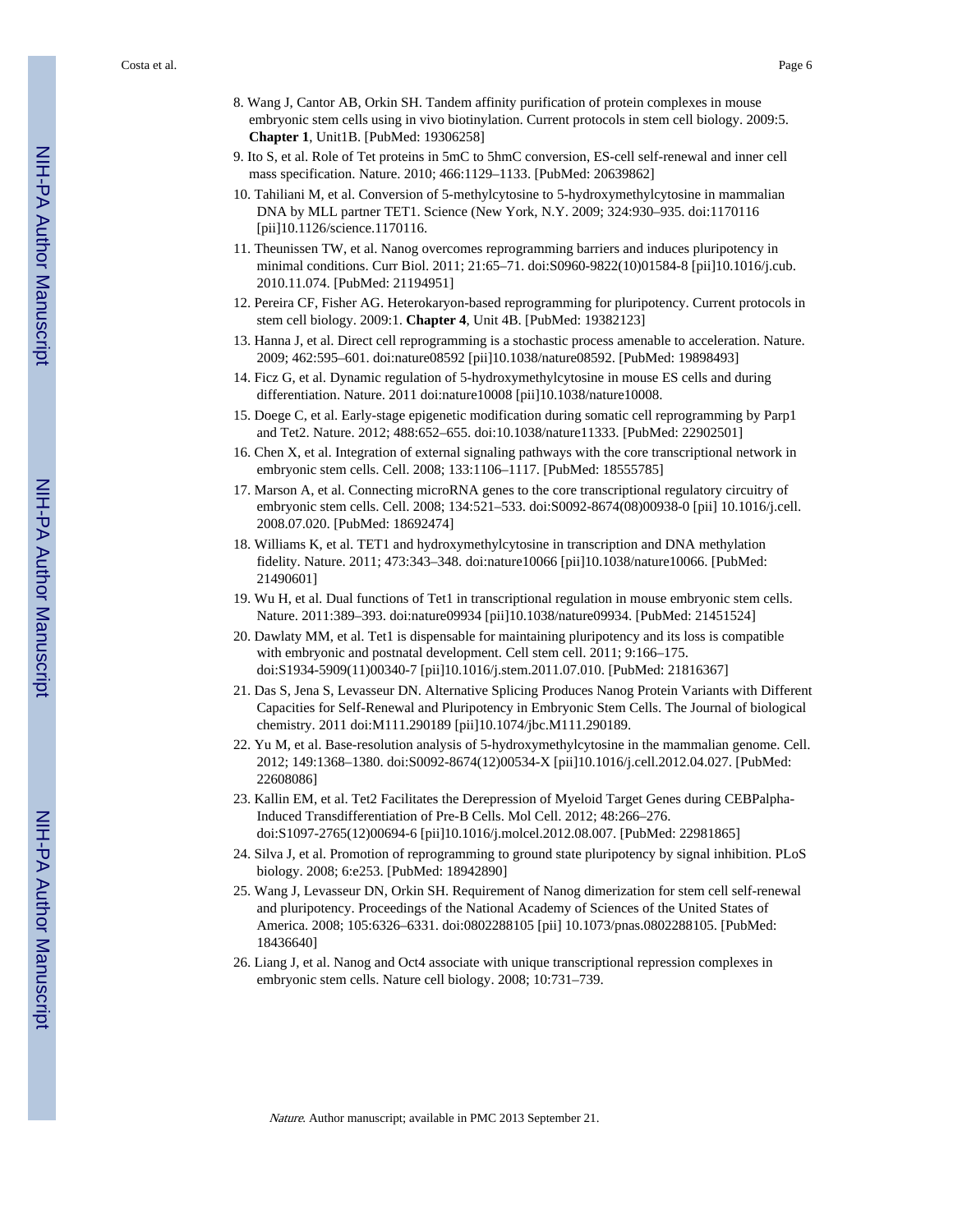8. Wang J, Cantor AB, Orkin SH. Tandem affinity purification of protein complexes in mouse embryonic stem cells using in vivo biotinylation. Current protocols in stem cell biology. 2009:5. **Chapter 1**, Unit1B. [PubMed: 19306258]
9. Ito S, et al. Role of Tet proteins in 5mC to 5hmC conversion, ES-cell self-renewal and inner cell mass specification. Nature. 2010; 466:1129–1133. [PubMed: 20639862]
10. Tahiliani M, et al. Conversion of 5-methylcytosine to 5-hydroxymethylcytosine in mammalian DNA by MLL partner TET1. Science (New York, N.Y. 2009; 324:930–935. doi:1170116 [pii]10.1126/science.1170116.
11. Theunissen TW, et al. Nanog overcomes reprogramming barriers and induces pluripotency in minimal conditions. Curr Biol. 2011; 21:65–71. doi:S0960-9822(10)01584-8 [pii]10.1016/j.cub. 2010.11.074. [PubMed: 21194951]
12. Pereira CF, Fisher AG. Heterokaryon-based reprogramming for pluripotency. Current protocols in stem cell biology. 2009:1. **Chapter 4**, Unit 4B. [PubMed: 19382123]
13. Hanna J, et al. Direct cell reprogramming is a stochastic process amenable to acceleration. Nature. 2009; 462:595–601. doi:nature08592 [pii]10.1038/nature08592. [PubMed: 19898493]
14. Ficz G, et al. Dynamic regulation of 5-hydroxymethylcytosine in mouse ES cells and during differentiation. Nature. 2011 doi:nature10008 [pii]10.1038/nature10008.
15. Doege C, et al. Early-stage epigenetic modification during somatic cell reprogramming by Parp1 and Tet2. Nature. 2012; 488:652–655. doi:10.1038/nature11333. [PubMed: 22902501]
16. Chen X, et al. Integration of external signaling pathways with the core transcriptional network in embryonic stem cells. Cell. 2008; 133:1106–1117. [PubMed: 18555785]
17. Marson A, et al. Connecting microRNA genes to the core transcriptional regulatory circuitry of embryonic stem cells. Cell. 2008; 134:521–533. doi:S0092-8674(08)00938-0 [pii] 10.1016/j.cell. 2008.07.020. [PubMed: 18692474]
18. Williams K, et al. TET1 and hydroxymethylcytosine in transcription and DNA methylation fidelity. Nature. 2011; 473:343–348. doi:nature10066 [pii]10.1038/nature10066. [PubMed: 21490601]
19. Wu H, et al. Dual functions of Tet1 in transcriptional regulation in mouse embryonic stem cells. Nature. 2011:389–393. doi:nature09934 [pii]10.1038/nature09934. [PubMed: 21451524]
20. Dawlaty MM, et al. Tet1 is dispensable for maintaining pluripotency and its loss is compatible with embryonic and postnatal development. Cell stem cell. 2011; 9:166–175. doi:S1934-5909(11)00340-7 [pii]10.1016/j.stem.2011.07.010. [PubMed: 21816367]
21. Das S, Jena S, Levasseur DN. Alternative Splicing Produces Nanog Protein Variants with Different Capacities for Self-Renewal and Pluripotency in Embryonic Stem Cells. The Journal of biological chemistry. 2011 doi:M111.290189 [pii]10.1074/jbc.M111.290189.
22. Yu M, et al. Base-resolution analysis of 5-hydroxymethylcytosine in the mammalian genome. Cell. 2012; 149:1368–1380. doi:S0092-8674(12)00534-X [pii]10.1016/j.cell.2012.04.027. [PubMed: 22608086]
23. Kallin EM, et al. Tet2 Facilitates the Derepression of Myeloid Target Genes during CEBPalpha-Induced Transdifferentiation of Pre-B Cells. Mol Cell. 2012; 48:266–276. doi:S1097-2765(12)00694-6 [pii]10.1016/j.molcel.2012.08.007. [PubMed: 22981865]
24. Silva J, et al. Promotion of reprogramming to ground state pluripotency by signal inhibition. PLoS biology. 2008; 6:e253. [PubMed: 18942890]
25. Wang J, Levasseur DN, Orkin SH. Requirement of Nanog dimerization for stem cell self-renewal and pluripotency. Proceedings of the National Academy of Sciences of the United States of America. 2008; 105:6326–6331. doi:0802288105 [pii] 10.1073/pnas.0802288105. [PubMed: 18436640]
26. Liang J, et al. Nanog and Oct4 associate with unique transcriptional repression complexes in embryonic stem cells. Nature cell biology. 2008; 10:731–739.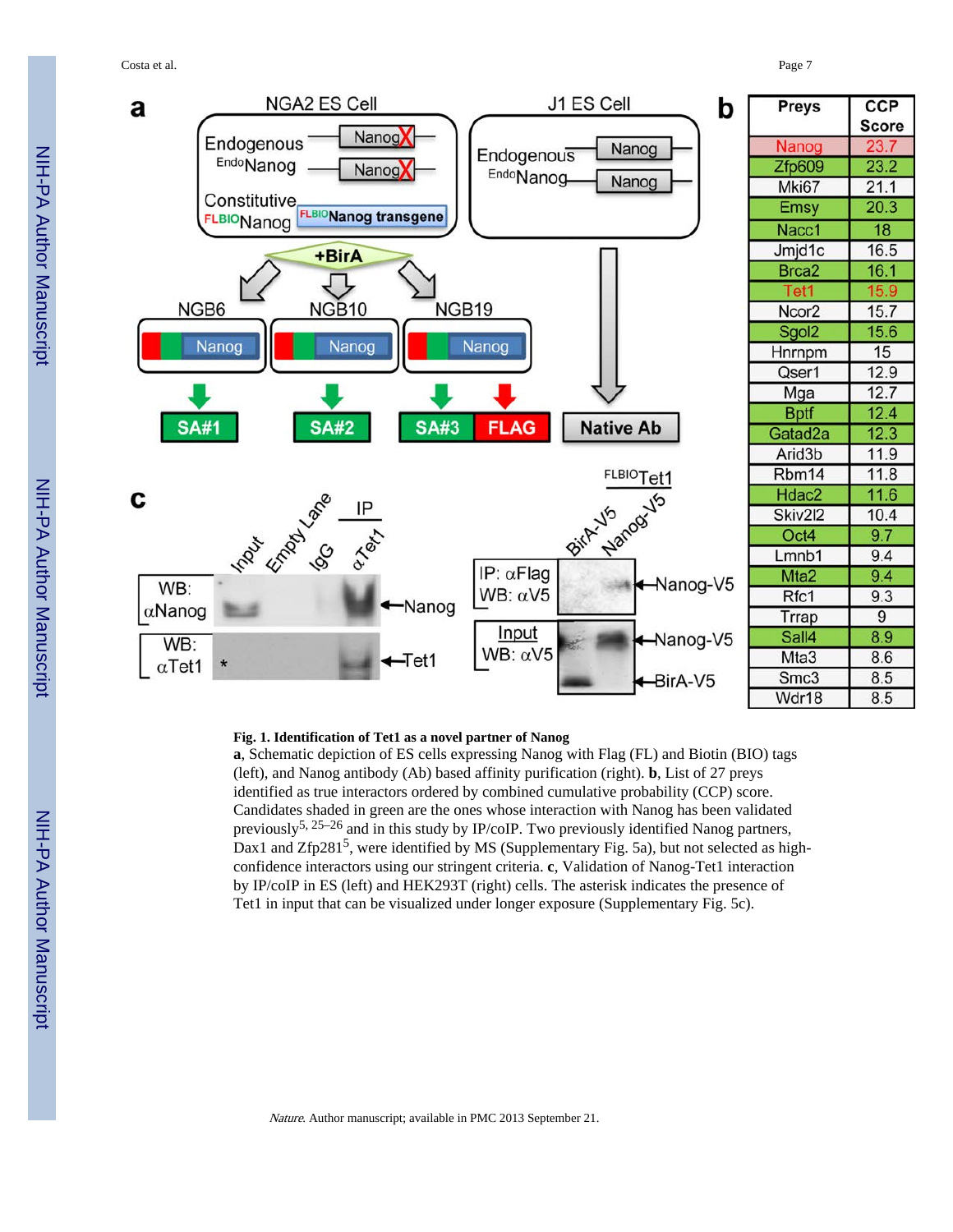| Preys | CCP Score |
|---|---|
| Nanog | 23.7 |
| Zfp609 | 23.2 |
| Mki67 | 21.1 |
| Emsy | 20.3 |
| Nacc1 | 18 |
| Jmjd1c | 16.5 |
| Brca2 | 16.1 |
| Tet1 | 15.9 |
| Ncor2 | 15.7 |
| Sgol2 | 15.6 |
| Hnrnpm | 15 |
| Qser1 | 12.9 |
| Mga | 12.7 |
| Bptf | 12.4 |
| Gatad2a | 12.3 |
| Arid3b | 11.9 |
| Rbm14 | 11.8 |
| Hdac2 | 11.6 |
| Skiv2l2 | 10.4 |
| Oct4 | 9.7 |
| Lmnb1 | 9.4 |
| Mta2 | 9.4 |
| Rfc1 | 9.3 |
| Trrap | 9 |
| Sall4 | 8.9 |
| Mta3 | 8.6 |
| Smc3 | 8.5 |
| Wdr18 | 8.5 |

**Fig. 1. Identification of Tet1 as a novel partner of Nanog**

**a**, Schematic depiction of ES cells expressing Nanog with Flag (FL) and Biotin (BIO) tags (left), and Nanog antibody (Ab) based affinity purification (right). **b**, List of 27 preys identified as true interactors ordered by combined cumulative probability (CCP) score. Candidates shaded in green are the ones whose interaction with Nanog has been validated previously[5, 25–26] and in this study by IP/coIP. Two previously identified Nanog partners, Dax1 and Zfp281[5], were identified by MS (Supplementary Fig. 5a), but not selected as high-confidence interactors using our stringent criteria. **c**, Validation of Nanog-Tet1 interaction by IP/coIP in ES (left) and HEK293T (right) cells. The asterisk indicates the presence of Tet1 in input that can be visualized under longer exposure (Supplementary Fig. 5c).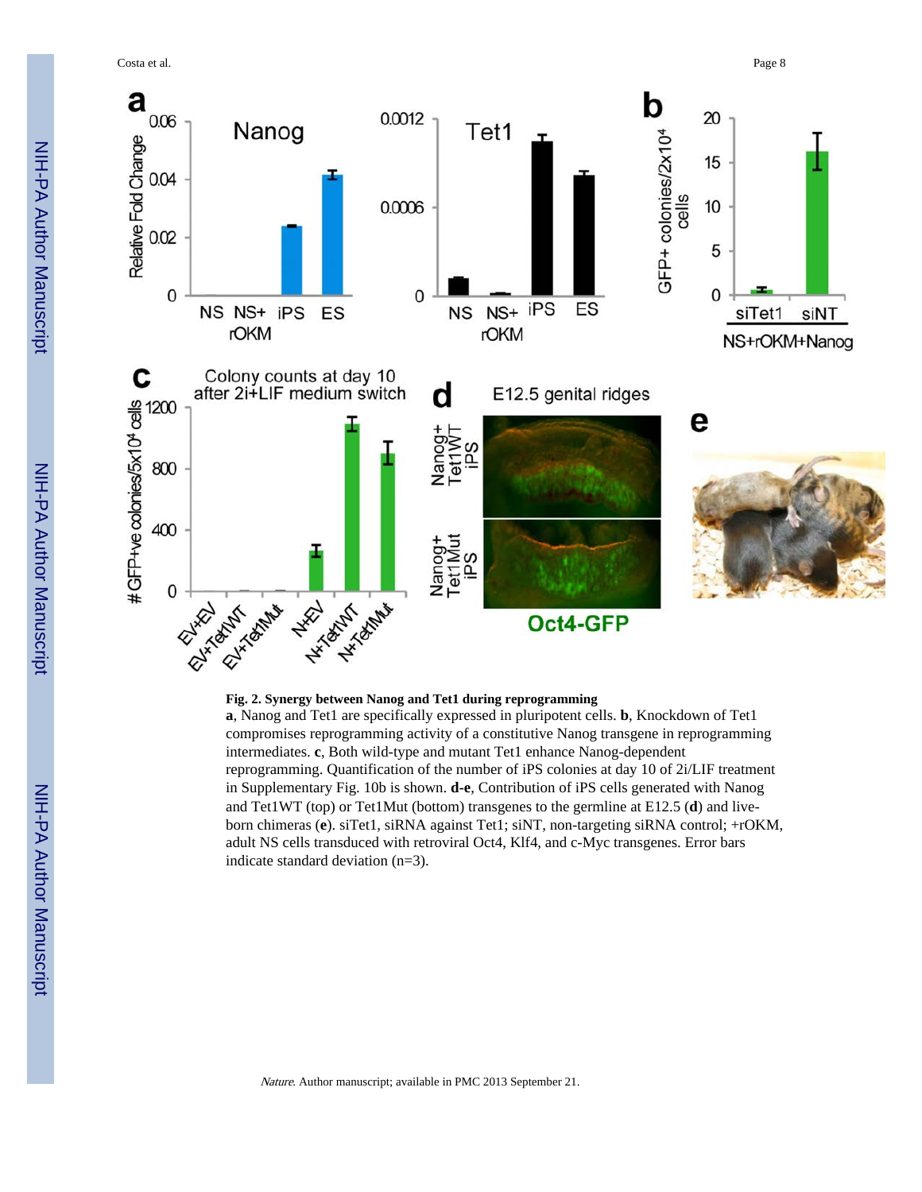**Fig. 2. Synergy between Nanog and Tet1 during reprogramming**

**a**, Nanog and Tet1 are specifically expressed in pluripotent cells. **b**, Knockdown of Tet1 compromises reprogramming activity of a constitutive Nanog transgene in reprogramming intermediates. **c**, Both wild-type and mutant Tet1 enhance Nanog-dependent reprogramming. Quantification of the number of iPS colonies at day 10 of 2i/LIF treatment in Supplementary Fig. 10b is shown. **d-e**, Contribution of iPS cells generated with Nanog and Tet1WT (top) or Tet1Mut (bottom) transgenes to the germline at E12.5 (**d**) and live-born chimeras (**e**). siTet1, siRNA against Tet1; siNT, non-targeting siRNA control; +rOKM, adult NS cells transduced with retroviral Oct4, Klf4, and c-Myc transgenes. Error bars indicate standard deviation (n=3).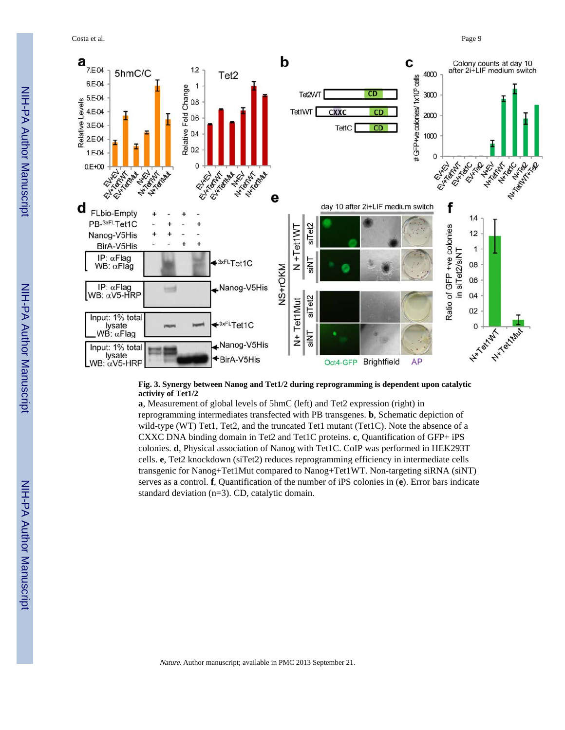**Fig. 3. Synergy between Nanog and Tet1/2 during reprogramming is dependent upon catalytic activity of Tet1/2**

**a**, Measurement of global levels of 5hmC (left) and Tet2 expression (right) in reprogramming intermediates transfected with PB transgenes. **b**, Schematic depiction of wild-type (WT) Tet1, Tet2, and the truncated Tet1 mutant (Tet1C). Note the absence of a CXXC DNA binding domain in Tet2 and Tet1C proteins. **c**, Quantification of GFP+ iPS colonies. **d**, Physical association of Nanog with Tet1C. CoIP was performed in HEK293T cells. **e**, Tet2 knockdown (siTet2) reduces reprogramming efficiency in intermediate cells transgenic for Nanog+Tet1Mut compared to Nanog+Tet1WT. Non-targeting siRNA (siNT) serves as a control. **f**, Quantification of the number of iPS colonies in (**e**). Error bars indicate standard deviation (n=3). CD, catalytic domain.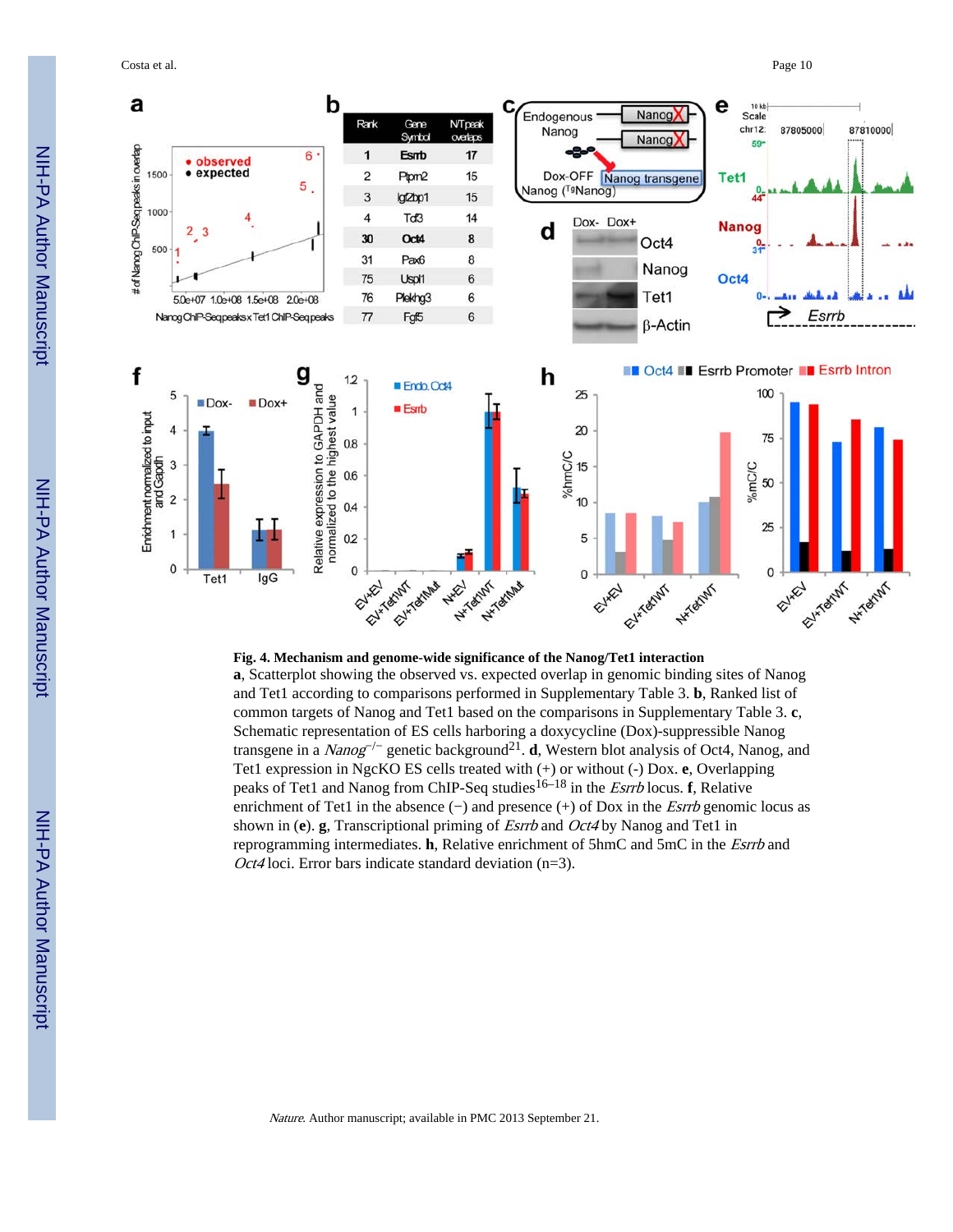| Rank | Gene Symbol | N/T peak overlaps |
|---|---|---|
| 1 | Esrrb | 17 |
| 2 | Ptpn2 | 15 |
| 3 | Igf2bp1 | 15 |
| 4 | Tcf3 | 14 |
| 30 | Oct4 | 8 |
| 31 | Pax6 | 8 |
| 75 | Uspl1 | 6 |
| 76 | Plekhg3 | 6 |
| 77 | Fgf5 | 6 |

**Fig. 4. Mechanism and genome-wide significance of the Nanog/Tet1 interaction**

**a**, Scatterplot showing the observed vs. expected overlap in genomic binding sites of Nanog and Tet1 according to comparisons performed in Supplementary Table 3. **b**, Ranked list of common targets of Nanog and Tet1 based on the comparisons in Supplementary Table 3. **c**, Schematic representation of ES cells harboring a doxycycline (Dox)-suppressible Nanog transgene in a *Nanog*$^{-/-}$ genetic background[21]. **d**, Western blot analysis of Oct4, Nanog, and Tet1 expression in NgcKO ES cells treated with (+) or without (-) Dox. **e**, Overlapping peaks of Tet1 and Nanog from ChIP-Seq studies[16–18] in the *Esrrb* locus. **f**, Relative enrichment of Tet1 in the absence (−) and presence (+) of Dox in the *Esrrb* genomic locus as shown in (**e**). **g**, Transcriptional priming of *Esrrb* and *Oct4* by Nanog and Tet1 in reprogramming intermediates. **h**, Relative enrichment of 5hmC and 5mC in the *Esrrb* and *Oct4* loci. Error bars indicate standard deviation (n=3).